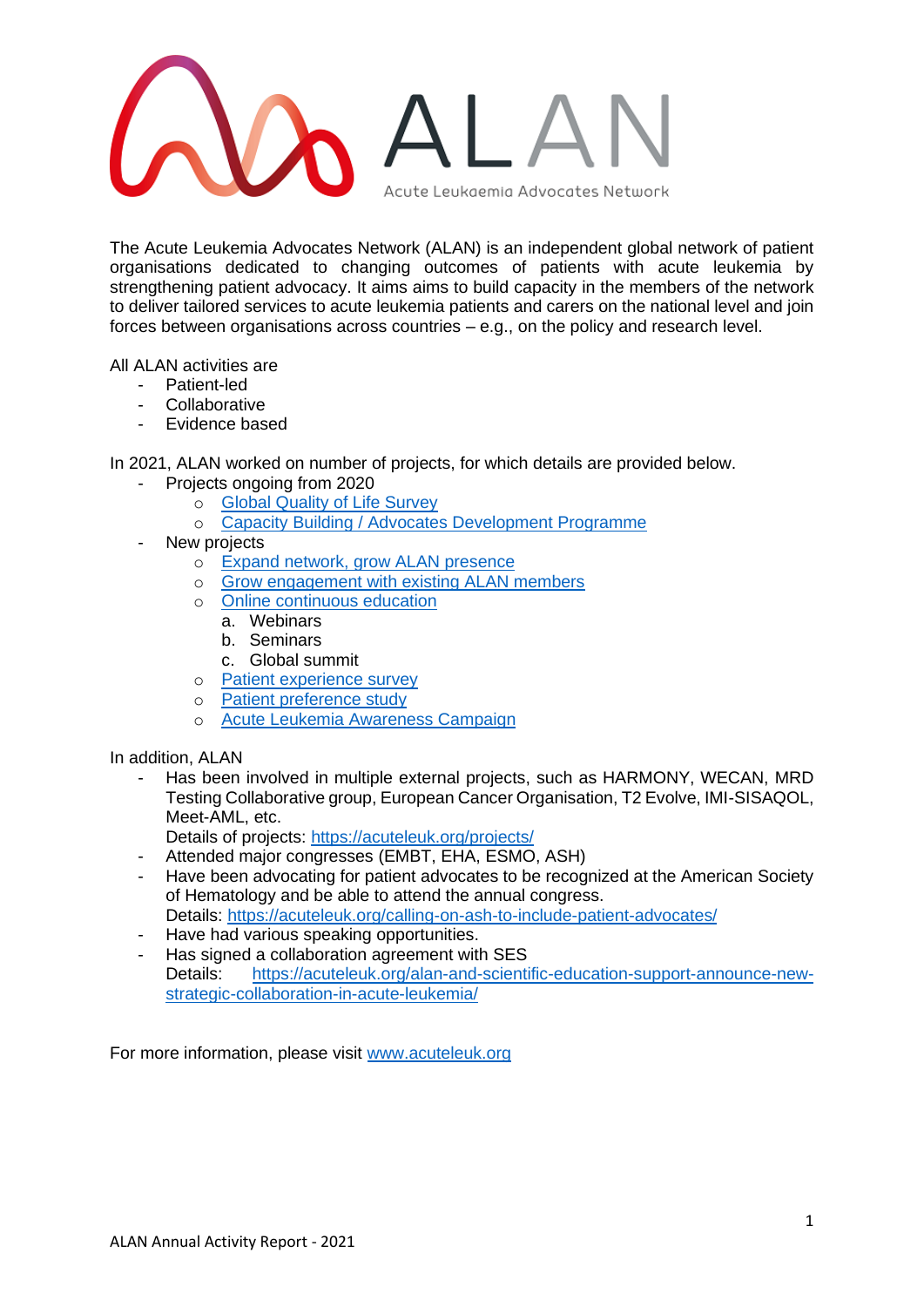# ALAN

Acute Leukaemia Advocates Network

The Acute Leukemia Advocates Network (ALAN) is an independent global network of patient organisations dedicated to changing outcomes of patients with acute leukemia by strengthening patient advocacy. It aims aims to build capacity in the members of the network to deliver tailored services to acute leukemia patients and carers on the national level and join forces between organisations across countries – e.g., on the policy and research level.

All ALAN activities are

- Patient-led
- Collaborative
- Evidence based

In 2021, ALAN worked on number of projects, for which details are provided below.

- Projects ongoing from 2020
  - Global Quality of Life Survey
  - Capacity Building / Advocates Development Programme
- New projects
  - Expand network, grow ALAN presence
  - Grow engagement with existing ALAN members
  - Online continuous education
    a. Webinars
    b. Seminars
    c. Global summit
  - Patient experience survey
  - Patient preference study
  - Acute Leukemia Awareness Campaign

In addition, ALAN

- Has been involved in multiple external projects, such as HARMONY, WECAN, MRD Testing Collaborative group, European Cancer Organisation, T2 Evolve, IMI-SISAQOL, Meet-AML, etc.
  Details of projects: https://acuteleuk.org/projects/
- Attended major congresses (EMBT, EHA, ESMO, ASH)
- Have been advocating for patient advocates to be recognized at the American Society of Hematology and be able to attend the annual congress.
  Details: https://acuteleuk.org/calling-on-ash-to-include-patient-advocates/
- Have had various speaking opportunities.
- Has signed a collaboration agreement with SES
  Details: https://acuteleuk.org/alan-and-scientific-education-support-announce-new-strategic-collaboration-in-acute-leukemia/

For more information, please visit www.acuteleuk.org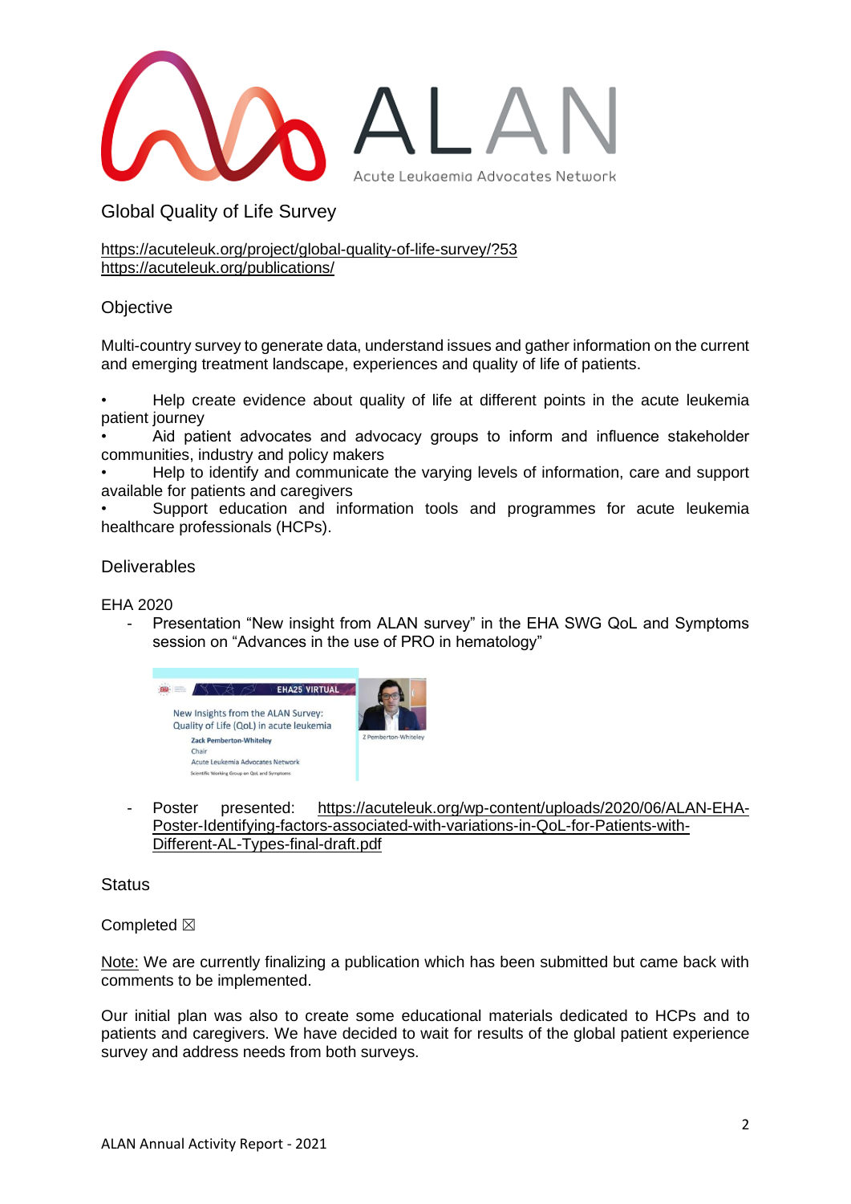## Global Quality of Life Survey

https://acuteleuk.org/project/global-quality-of-life-survey/?53
https://acuteleuk.org/publications/

### Objective

Multi-country survey to generate data, understand issues and gather information on the current and emerging treatment landscape, experiences and quality of life of patients.

- Help create evidence about quality of life at different points in the acute leukemia patient journey
- Aid patient advocates and advocacy groups to inform and influence stakeholder communities, industry and policy makers
- Help to identify and communicate the varying levels of information, care and support available for patients and caregivers
- Support education and information tools and programmes for acute leukemia healthcare professionals (HCPs).

### Deliverables

EHA 2020

- Presentation "New insight from ALAN survey" in the EHA SWG QoL and Symptoms session on "Advances in the use of PRO in hematology"
- Poster presented: https://acuteleuk.org/wp-content/uploads/2020/06/ALAN-EHA-Poster-Identifying-factors-associated-with-variations-in-QoL-for-Patients-with-Different-AL-Types-final-draft.pdf

### Status

Completed ☒

Note: We are currently finalizing a publication which has been submitted but came back with comments to be implemented.

Our initial plan was also to create some educational materials dedicated to HCPs and to patients and caregivers. We have decided to wait for results of the global patient experience survey and address needs from both surveys.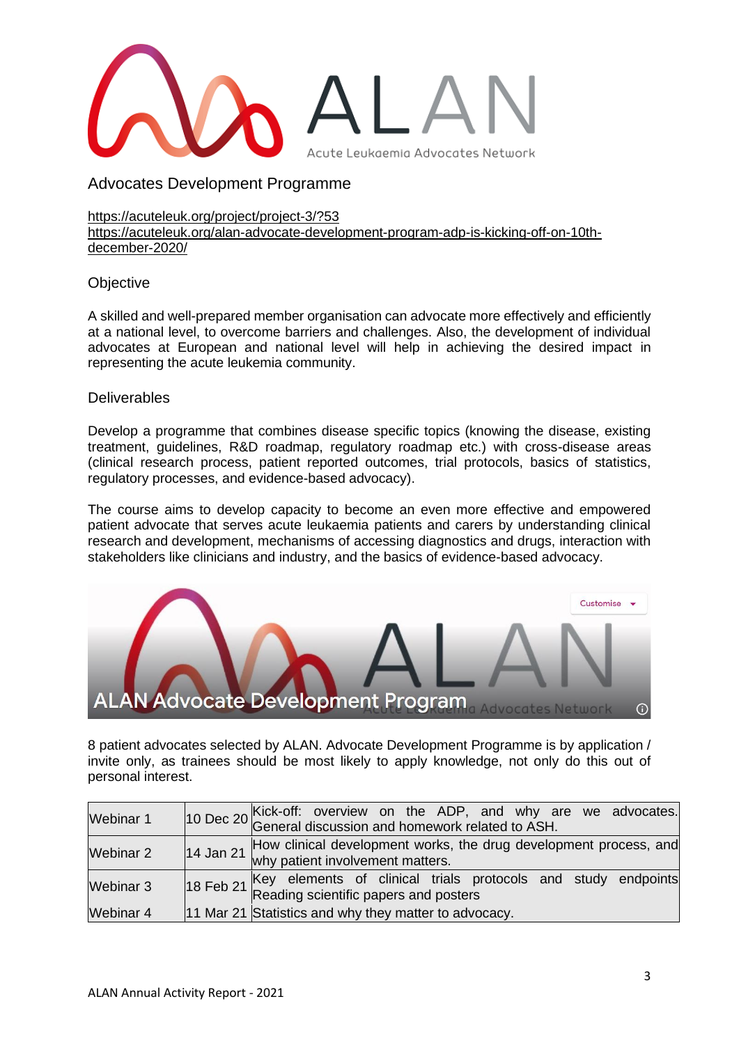# Advocates Development Programme

https://acuteleuk.org/project/project-3/?53
https://acuteleuk.org/alan-advocate-development-program-adp-is-kicking-off-on-10th-december-2020/

## Objective

A skilled and well-prepared member organisation can advocate more effectively and efficiently at a national level, to overcome barriers and challenges. Also, the development of individual advocates at European and national level will help in achieving the desired impact in representing the acute leukemia community.

## Deliverables

Develop a programme that combines disease specific topics (knowing the disease, existing treatment, guidelines, R&D roadmap, regulatory roadmap etc.) with cross-disease areas (clinical research process, patient reported outcomes, trial protocols, basics of statistics, regulatory processes, and evidence-based advocacy).

The course aims to develop capacity to become an even more effective and empowered patient advocate that serves acute leukaemia patients and carers by understanding clinical research and development, mechanisms of accessing diagnostics and drugs, interaction with stakeholders like clinicians and industry, and the basics of evidence-based advocacy.

ALAN Advocate Development Program

8 patient advocates selected by ALAN. Advocate Development Programme is by application / invite only, as trainees should be most likely to apply knowledge, not only do this out of personal interest.

| Webinar 1 | 10 Dec 20 | Kick-off: overview on the ADP, and why are we advocates. General discussion and homework related to ASH. |
|---|---|---|
| Webinar 2 | 14 Jan 21 | How clinical development works, the drug development process, and why patient involvement matters. |
| Webinar 3 | 18 Feb 21 | Key elements of clinical trials protocols and study endpoints Reading scientific papers and posters |
| Webinar 4 | 11 Mar 21 | Statistics and why they matter to advocacy. |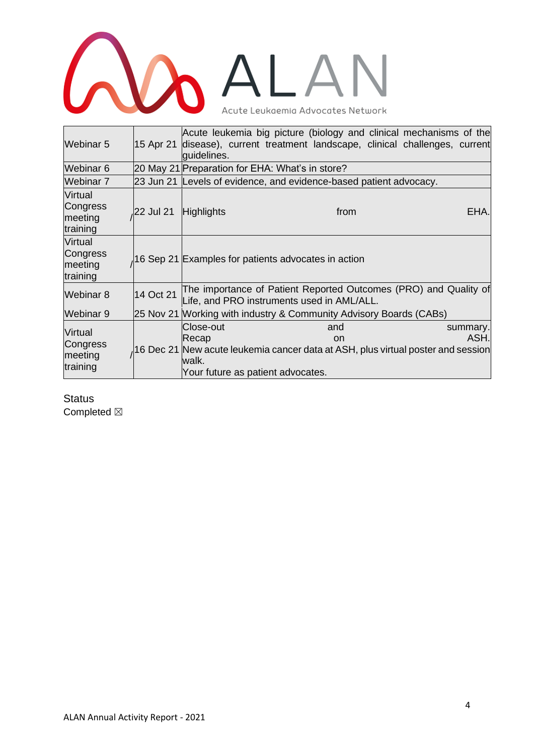| | | |
|---|---|---|
| Webinar 5 | 15 Apr 21 | Acute leukemia big picture (biology and clinical mechanisms of the disease), current treatment landscape, clinical challenges, current guidelines. |
| Webinar 6 | 20 May 21 | Preparation for EHA: What's in store? |
| Webinar 7 | 23 Jun 21 | Levels of evidence, and evidence-based patient advocacy. |
| Virtual Congress meeting / training | 22 Jul 21 | Highlights from EHA. |
| Virtual Congress meeting / training | 16 Sep 21 | Examples for patients advocates in action |
| Webinar 8 | 14 Oct 21 | The importance of Patient Reported Outcomes (PRO) and Quality of Life, and PRO instruments used in AML/ALL. |
| Webinar 9 | 25 Nov 21 | Working with industry & Community Advisory Boards (CABs) |
| Virtual Congress meeting / training | 16 Dec 21 | Close-out and summary. Recap on ASH. New acute leukemia cancer data at ASH, plus virtual poster and session walk. Your future as patient advocates. |

Status
Completed ☒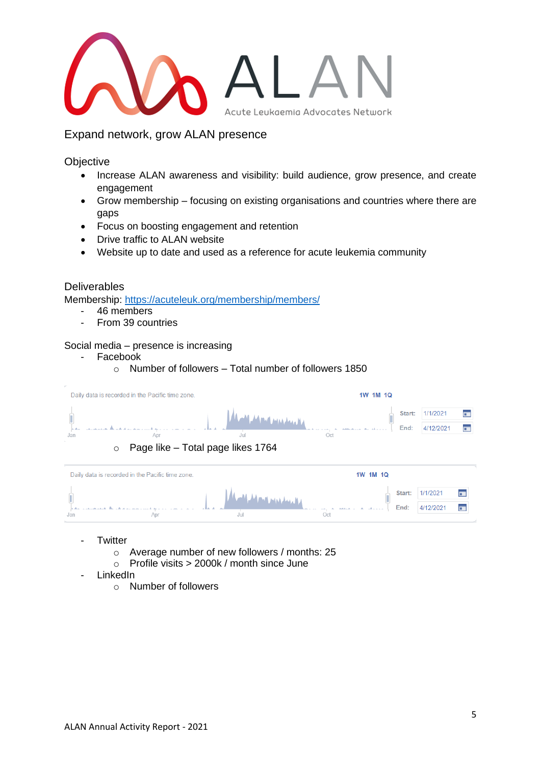Expand network, grow ALAN presence

Objective

- Increase ALAN awareness and visibility: build audience, grow presence, and create engagement
- Grow membership – focusing on existing organisations and countries where there are gaps
- Focus on boosting engagement and retention
- Drive traffic to ALAN website
- Website up to date and used as a reference for acute leukemia community

Deliverables

Membership: https://acuteleuk.org/membership/members/

- 46 members
- From 39 countries

Social media – presence is increasing

- Facebook
  - Number of followers – Total number of followers 1850

Daily data is recorded in the Pacific time zone. 1W 1M 1Q Start: 1/1/2021 End: 4/12/2021

Jan Apr Jul Oct

  - Page like – Total page likes 1764

Daily data is recorded in the Pacific time zone. 1W 1M 1Q Start: 1/1/2021 End: 4/12/2021

Jan Apr Jul Oct

- Twitter
  - Average number of new followers / months: 25
  - Profile visits > 2000k / month since June
- LinkedIn
  - Number of followers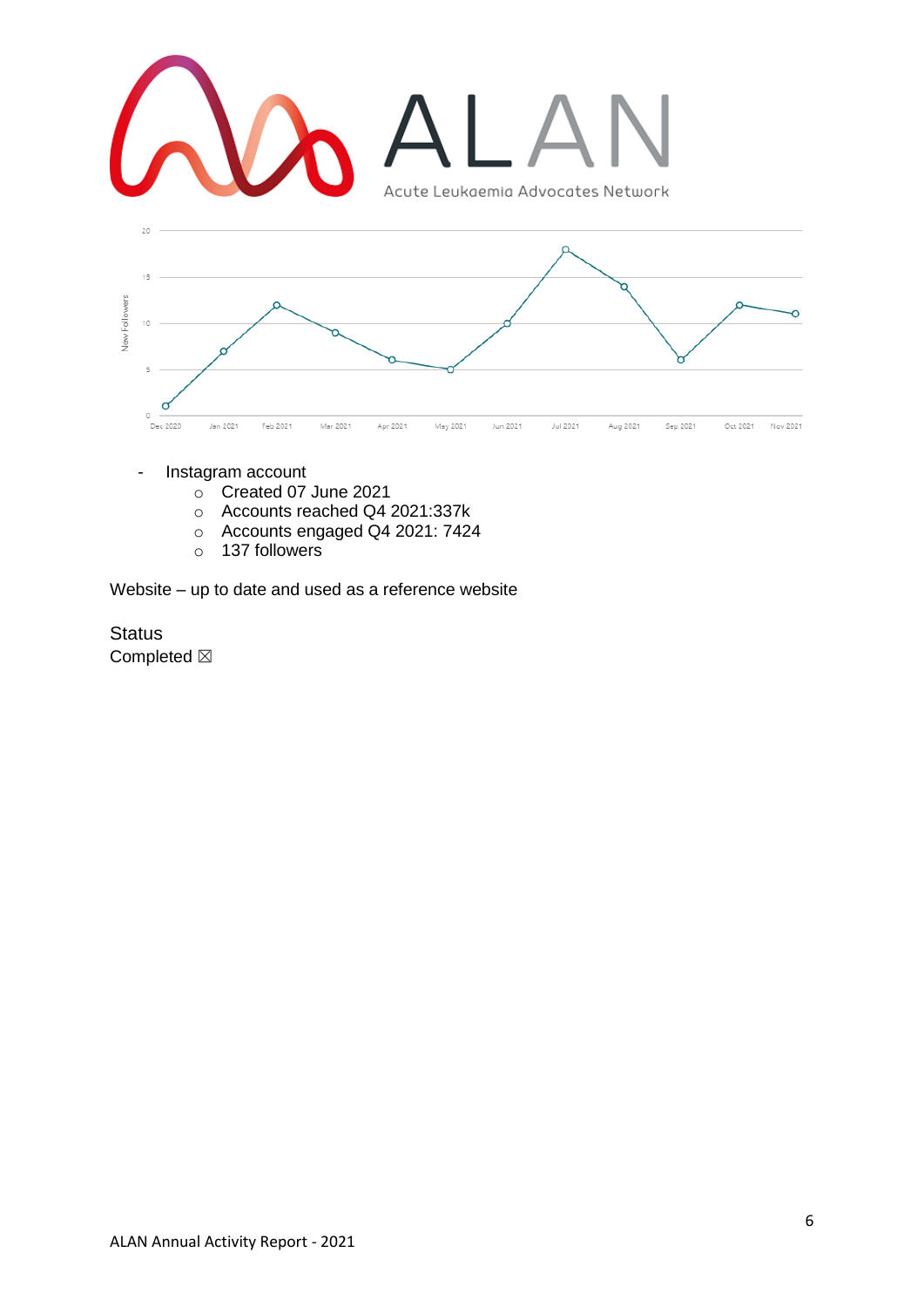- Instagram account
    - Created 07 June 2021
    - Accounts reached Q4 2021:337k
    - Accounts engaged Q4 2021: 7424
    - 137 followers

Website – up to date and used as a reference website

Status
Completed ☒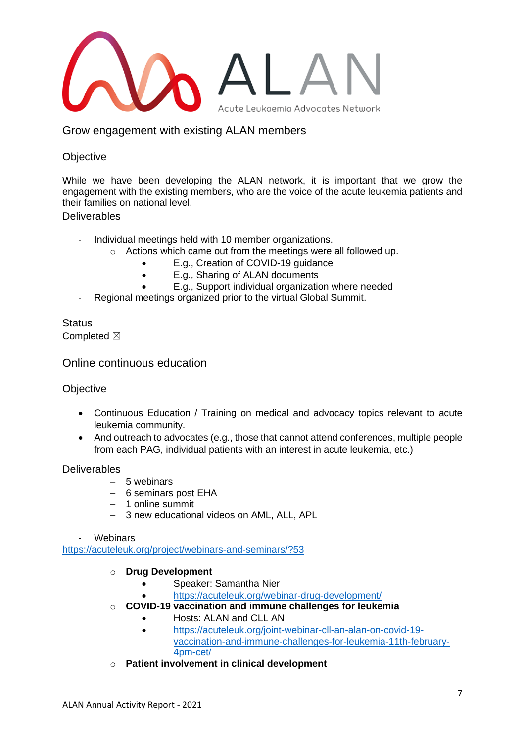ALAN
Acute Leukaemia Advocates Network

## Grow engagement with existing ALAN members

### Objective

While we have been developing the ALAN network, it is important that we grow the engagement with the existing members, who are the voice of the acute leukemia patients and their families on national level.

### Deliverables

- Individual meetings held with 10 member organizations.
  - Actions which came out from the meetings were all followed up.
    - E.g., Creation of COVID-19 guidance
    - E.g., Sharing of ALAN documents
    - E.g., Support individual organization where needed
- Regional meetings organized prior to the virtual Global Summit.

### Status

Completed ☒

## Online continuous education

### Objective

- Continuous Education / Training on medical and advocacy topics relevant to acute leukemia community.
- And outreach to advocates (e.g., those that cannot attend conferences, multiple people from each PAG, individual patients with an interest in acute leukemia, etc.)

### Deliverables

- 5 webinars
- 6 seminars post EHA
- 1 online summit
- 3 new educational videos on AML, ALL, APL

- Webinars

https://acuteleuk.org/project/webinars-and-seminars/?53

- **Drug Development**
  - Speaker: Samantha Nier
  - https://acuteleuk.org/webinar-drug-development/
- **COVID-19 vaccination and immune challenges for leukemia**
  - Hosts: ALAN and CLL AN
  - https://acuteleuk.org/joint-webinar-cll-an-alan-on-covid-19-vaccination-and-immune-challenges-for-leukemia-11th-february-4pm-cet/
- **Patient involvement in clinical development**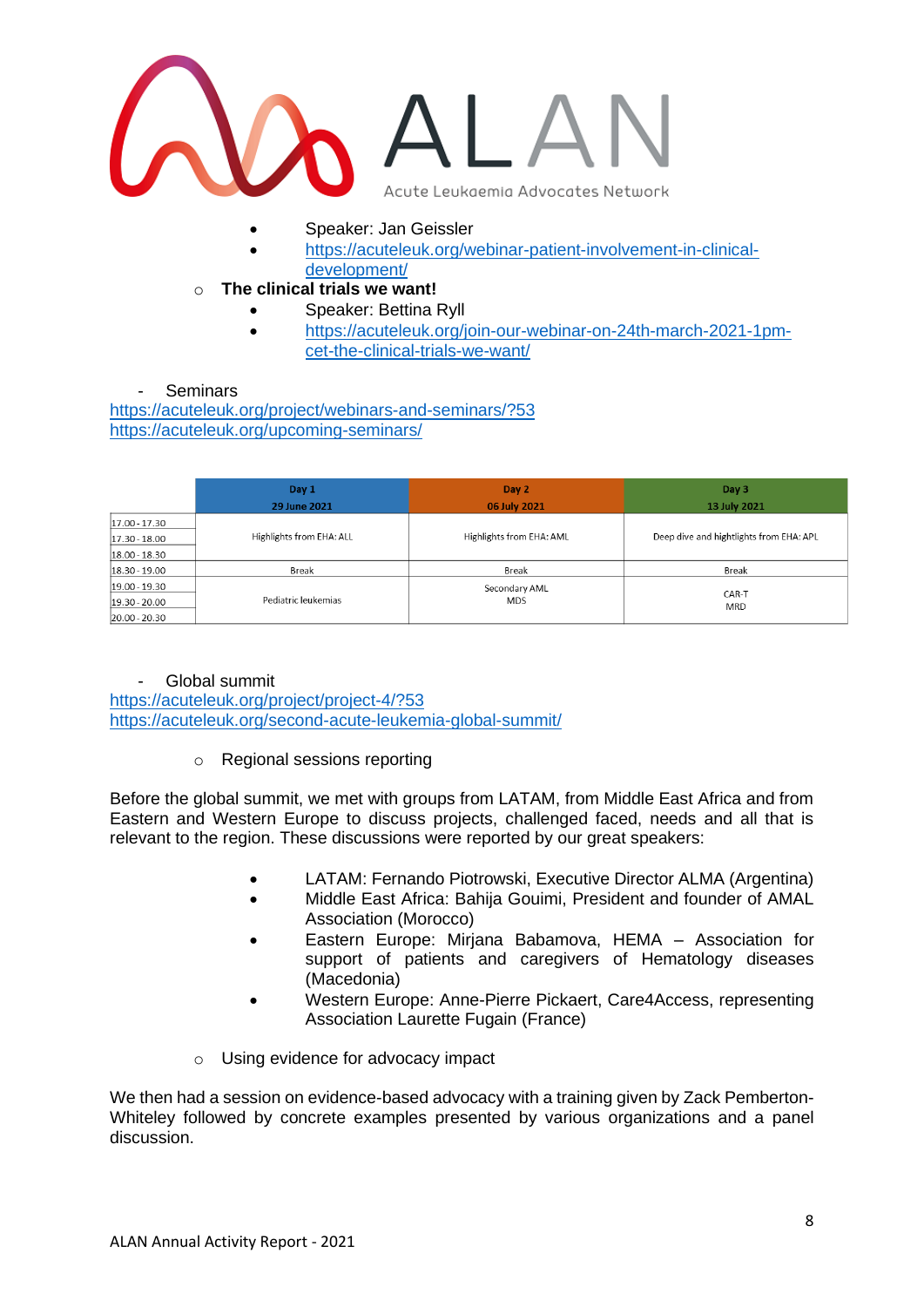- Speaker: Jan Geissler
        - https://acuteleuk.org/webinar-patient-involvement-in-clinical-development/
    - **The clinical trials we want!**
        - Speaker: Bettina Ryll
        - https://acuteleuk.org/join-our-webinar-on-24th-march-2021-1pm-cet-the-clinical-trials-we-want/

- Seminars

https://acuteleuk.org/project/webinars-and-seminars/?53
https://acuteleuk.org/upcoming-seminars/

| | Day 1<br>29 June 2021 | Day 2<br>06 July 2021 | Day 3<br>13 July 2021 |
|---|---|---|---|
| 17.00 - 17.30<br>17.30 - 18.00<br>18.00 - 18.30 | Highlights from EHA: ALL | Highlights from EHA: AML | Deep dive and hightlights from EHA: APL |
| 18.30 - 19.00 | Break | Break | Break |
| 19.00 - 19.30<br>19.30 - 20.00<br>20.00 - 20.30 | Pediatric leukemias | Secondary AML<br>MDS | CAR-T<br>MRD |

- Global summit

https://acuteleuk.org/project/project-4/?53
https://acuteleuk.org/second-acute-leukemia-global-summit/

    - Regional sessions reporting

Before the global summit, we met with groups from LATAM, from Middle East Africa and from Eastern and Western Europe to discuss projects, challenged faced, needs and all that is relevant to the region. These discussions were reported by our great speakers:

- LATAM: Fernando Piotrowski, Executive Director ALMA (Argentina)
- Middle East Africa: Bahija Gouimi, President and founder of AMAL Association (Morocco)
- Eastern Europe: Mirjana Babamova, HEMA – Association for support of patients and caregivers of Hematology diseases (Macedonia)
- Western Europe: Anne-Pierre Pickaert, Care4Access, representing Association Laurette Fugain (France)

    - Using evidence for advocacy impact

We then had a session on evidence-based advocacy with a training given by Zack Pemberton-Whiteley followed by concrete examples presented by various organizations and a panel discussion.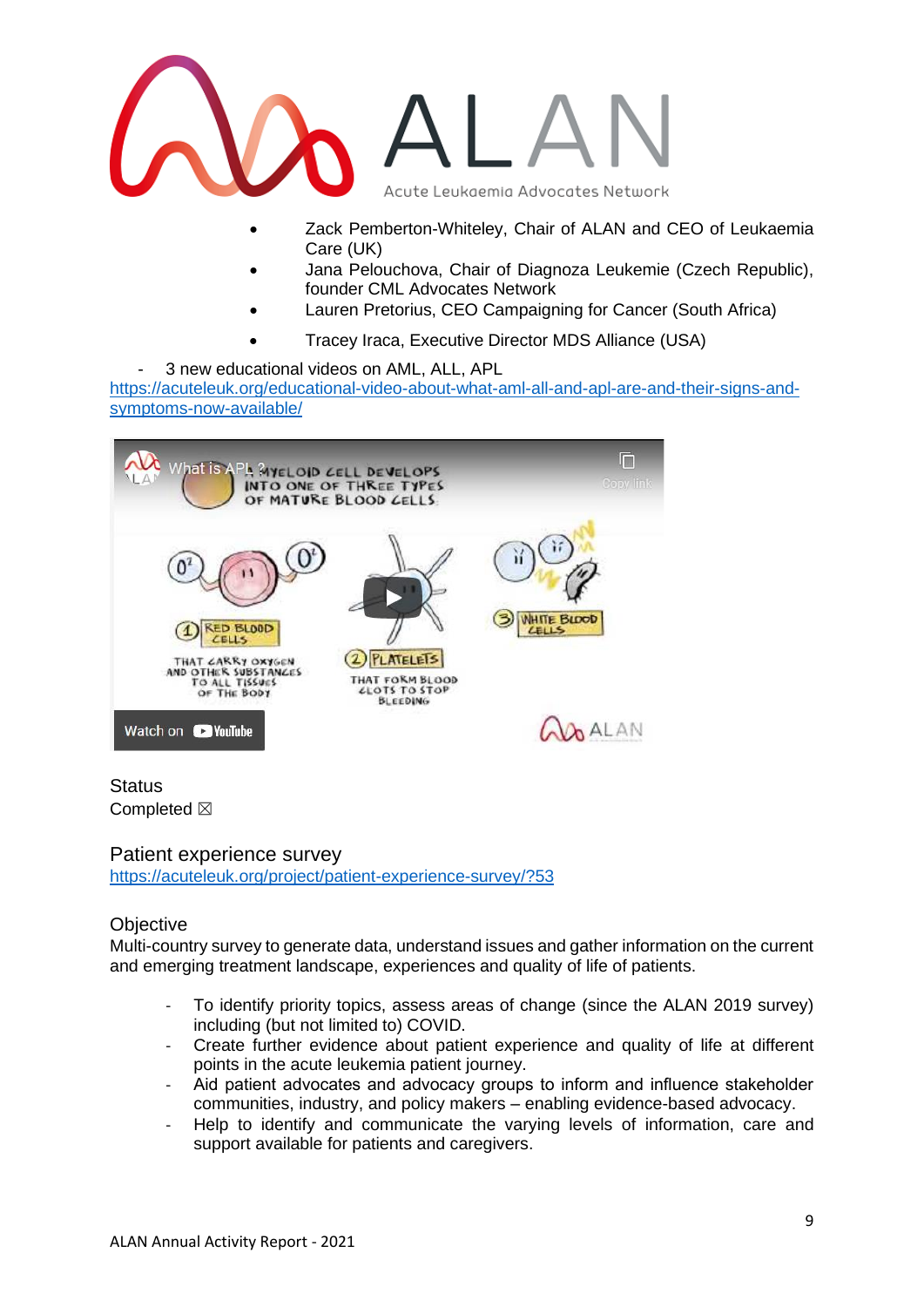- Zack Pemberton-Whiteley, Chair of ALAN and CEO of Leukaemia Care (UK)
- Jana Pelouchova, Chair of Diagnoza Leukemie (Czech Republic), founder CML Advocates Network
- Lauren Pretorius, CEO Campaigning for Cancer (South Africa)
- Tracey Iraca, Executive Director MDS Alliance (USA)

- 3 new educational videos on AML, ALL, APL

https://acuteleuk.org/educational-video-about-what-aml-all-and-apl-are-and-their-signs-and-symptoms-now-available/

Status

Completed ☒

## Patient experience survey

https://acuteleuk.org/project/patient-experience-survey/?53

### Objective

Multi-country survey to generate data, understand issues and gather information on the current and emerging treatment landscape, experiences and quality of life of patients.

- To identify priority topics, assess areas of change (since the ALAN 2019 survey) including (but not limited to) COVID.
- Create further evidence about patient experience and quality of life at different points in the acute leukemia patient journey.
- Aid patient advocates and advocacy groups to inform and influence stakeholder communities, industry, and policy makers – enabling evidence-based advocacy.
- Help to identify and communicate the varying levels of information, care and support available for patients and caregivers.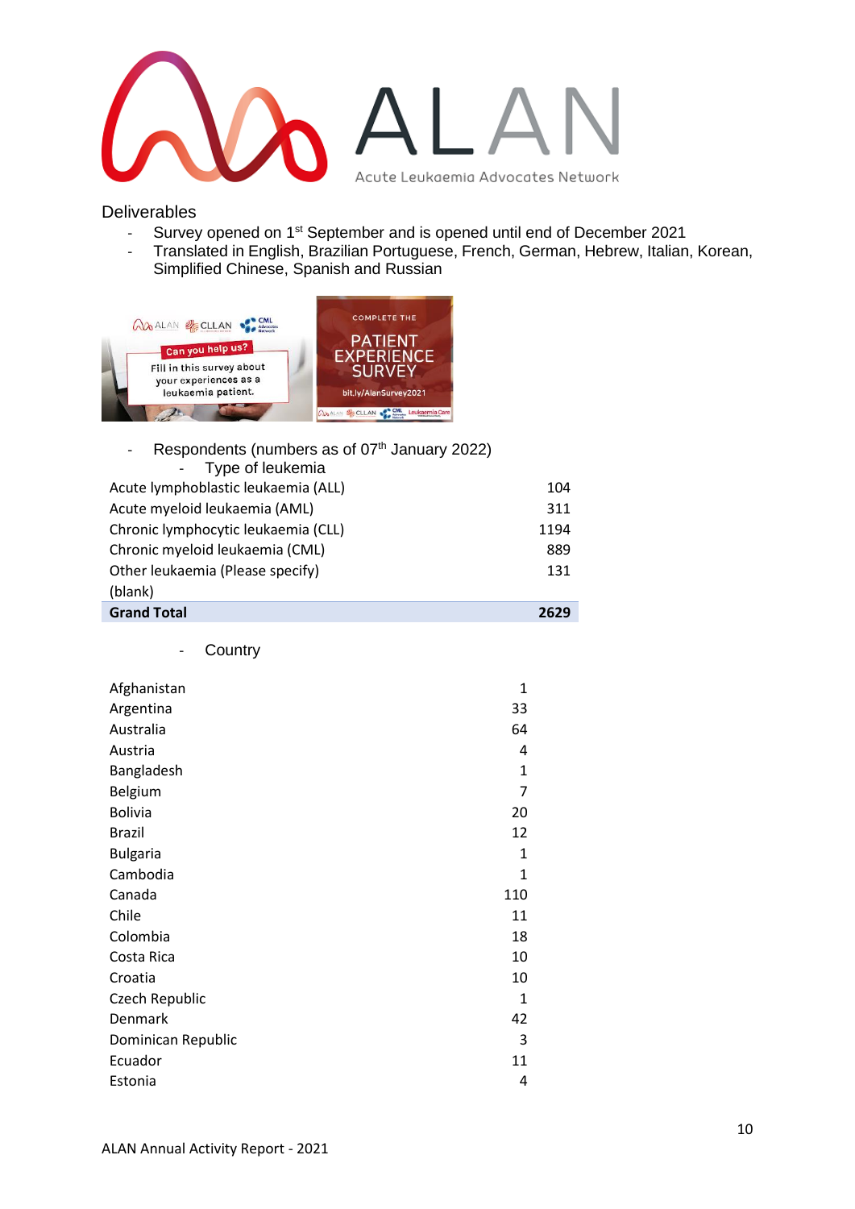# ALAN

Acute Leukaemia Advocates Network

Deliverables

- Survey opened on 1st September and is opened until end of December 2021
- Translated in English, Brazilian Portuguese, French, German, Hebrew, Italian, Korean, Simplified Chinese, Spanish and Russian

- Respondents (numbers as of 07th January 2022)
  - Type of leukemia

| Type of leukemia | Count |
|---|---|
| Acute lymphoblastic leukaemia (ALL) | 104 |
| Acute myeloid leukaemia (AML) | 311 |
| Chronic lymphocytic leukaemia (CLL) | 1194 |
| Chronic myeloid leukaemia (CML) | 889 |
| Other leukaemia (Please specify) | 131 |
| (blank) | |
| **Grand Total** | **2629** |

  - Country

| Country | Count |
|---|---|
| Afghanistan | 1 |
| Argentina | 33 |
| Australia | 64 |
| Austria | 4 |
| Bangladesh | 1 |
| Belgium | 7 |
| Bolivia | 20 |
| Brazil | 12 |
| Bulgaria | 1 |
| Cambodia | 1 |
| Canada | 110 |
| Chile | 11 |
| Colombia | 18 |
| Costa Rica | 10 |
| Croatia | 10 |
| Czech Republic | 1 |
| Denmark | 42 |
| Dominican Republic | 3 |
| Ecuador | 11 |
| Estonia | 4 |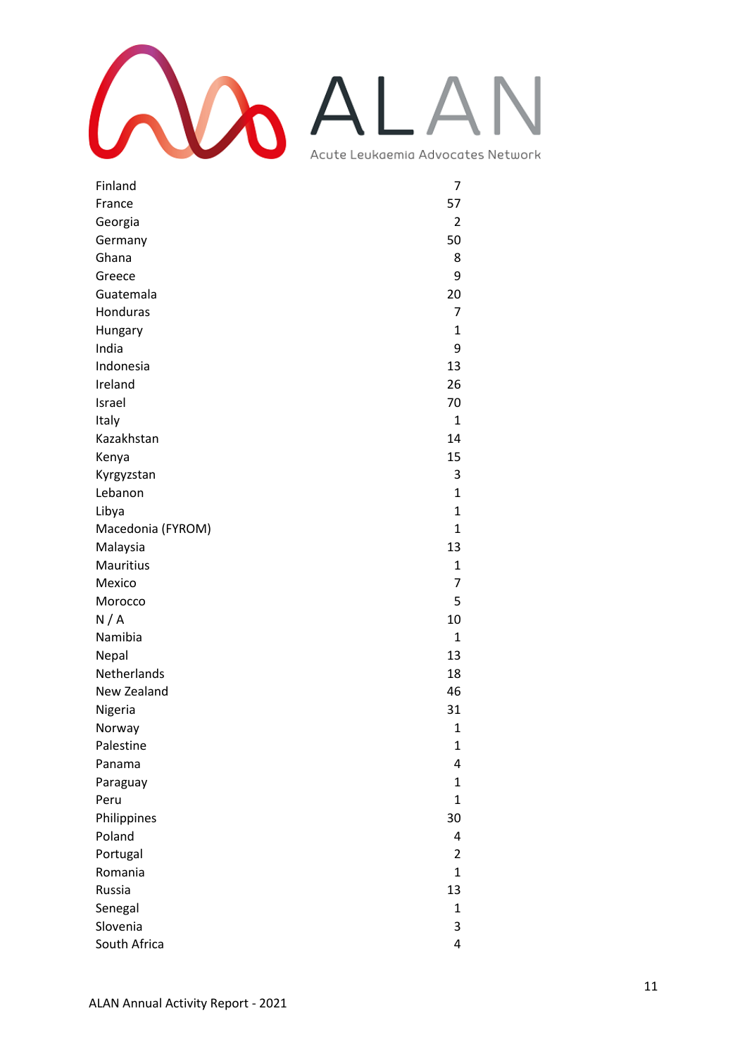| | |
|---|---|
| Finland | 7 |
| France | 57 |
| Georgia | 2 |
| Germany | 50 |
| Ghana | 8 |
| Greece | 9 |
| Guatemala | 20 |
| Honduras | 7 |
| Hungary | 1 |
| India | 9 |
| Indonesia | 13 |
| Ireland | 26 |
| Israel | 70 |
| Italy | 1 |
| Kazakhstan | 14 |
| Kenya | 15 |
| Kyrgyzstan | 3 |
| Lebanon | 1 |
| Libya | 1 |
| Macedonia (FYROM) | 1 |
| Malaysia | 13 |
| Mauritius | 1 |
| Mexico | 7 |
| Morocco | 5 |
| N / A | 10 |
| Namibia | 1 |
| Nepal | 13 |
| Netherlands | 18 |
| New Zealand | 46 |
| Nigeria | 31 |
| Norway | 1 |
| Palestine | 1 |
| Panama | 4 |
| Paraguay | 1 |
| Peru | 1 |
| Philippines | 30 |
| Poland | 4 |
| Portugal | 2 |
| Romania | 1 |
| Russia | 13 |
| Senegal | 1 |
| Slovenia | 3 |
| South Africa | 4 |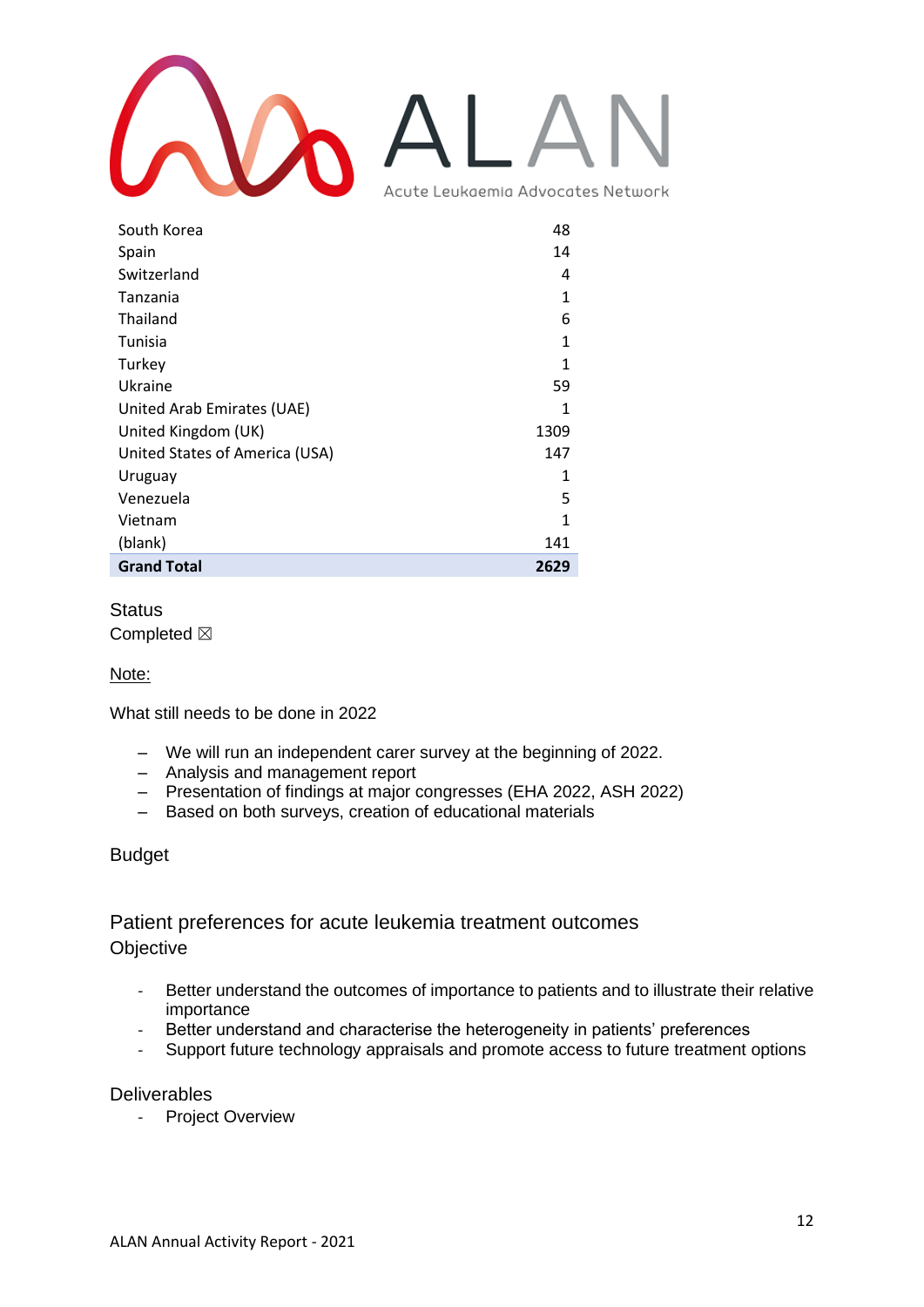| South Korea | 48 |
|---|---|
| Spain | 14 |
| Switzerland | 4 |
| Tanzania | 1 |
| Thailand | 6 |
| Tunisia | 1 |
| Turkey | 1 |
| Ukraine | 59 |
| United Arab Emirates (UAE) | 1 |
| United Kingdom (UK) | 1309 |
| United States of America (USA) | 147 |
| Uruguay | 1 |
| Venezuela | 5 |
| Vietnam | 1 |
| (blank) | 141 |
| **Grand Total** | **2629** |

Status

Completed ☒

Note:

What still needs to be done in 2022

- We will run an independent carer survey at the beginning of 2022.
- Analysis and management report
- Presentation of findings at major congresses (EHA 2022, ASH 2022)
- Based on both surveys, creation of educational materials

Budget

## Patient preferences for acute leukemia treatment outcomes

Objective

- Better understand the outcomes of importance to patients and to illustrate their relative importance
- Better understand and characterise the heterogeneity in patients' preferences
- Support future technology appraisals and promote access to future treatment options

Deliverables

- Project Overview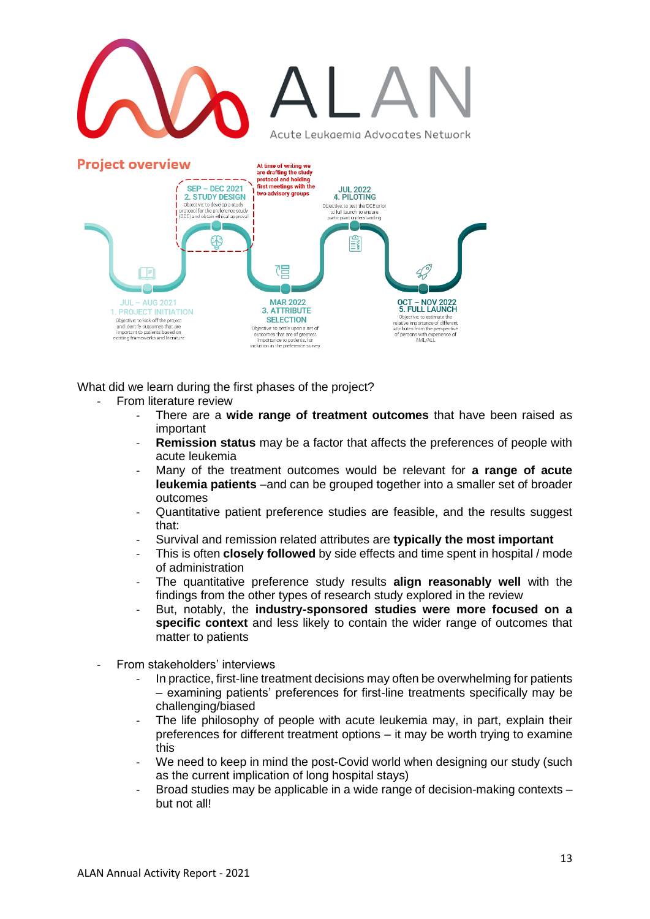ALAN

Acute Leukaemia Advocates Network

## Project overview

At time of writing we are drafting the study protocol and holding first meetings with the two advisory groups

**JUL – AUG 2021**
**1. PROJECT INITIATION**
Objective: to kick-off the project and identify outcomes that are important to patients based on existing frameworks and literature

**SEP – DEC 2021**
**2. STUDY DESIGN**
Objective: to develop a study protocol for the preference study (DCE) and obtain ethical approval

**MAR 2022**
**3. ATTRIBUTE SELECTION**
Objective: to settle upon a set of outcomes that are of greatest importance to patients, for inclusion in the preference survey

**JUL 2022**
**4. PILOTING**
Objective: to test the DCE prior to full launch to ensure participant understanding

**OCT – NOV 2022**
**5. FULL LAUNCH**
Objective: to estimate the relative importance of different attributes from the perspective of persons with experience of AML/ALL

What did we learn during the first phases of the project?

- From literature review
  - There are a **wide range of treatment outcomes** that have been raised as important
  - **Remission status** may be a factor that affects the preferences of people with acute leukemia
  - Many of the treatment outcomes would be relevant for **a range of acute leukemia patients** –and can be grouped together into a smaller set of broader outcomes
  - Quantitative patient preference studies are feasible, and the results suggest that:
  - Survival and remission related attributes are **typically the most important**
  - This is often **closely followed** by side effects and time spent in hospital / mode of administration
  - The quantitative preference study results **align reasonably well** with the findings from the other types of research study explored in the review
  - But, notably, the **industry-sponsored studies were more focused on a specific context** and less likely to contain the wider range of outcomes that matter to patients

- From stakeholders' interviews
  - In practice, first-line treatment decisions may often be overwhelming for patients – examining patients' preferences for first-line treatments specifically may be challenging/biased
  - The life philosophy of people with acute leukemia may, in part, explain their preferences for different treatment options – it may be worth trying to examine this
  - We need to keep in mind the post-Covid world when designing our study (such as the current implication of long hospital stays)
  - Broad studies may be applicable in a wide range of decision-making contexts – but not all!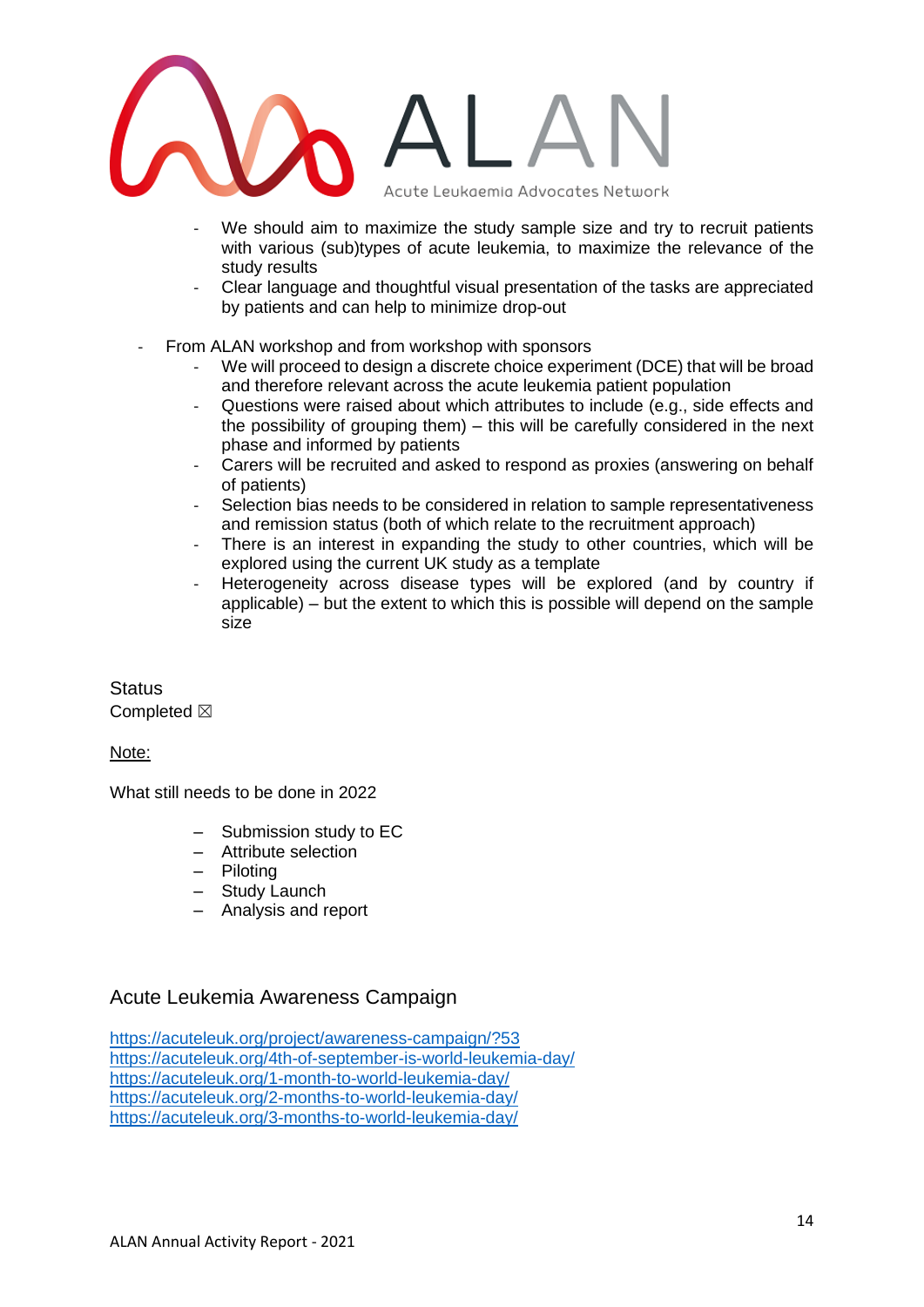- We should aim to maximize the study sample size and try to recruit patients with various (sub)types of acute leukemia, to maximize the relevance of the study results
  - Clear language and thoughtful visual presentation of the tasks are appreciated by patients and can help to minimize drop-out

- From ALAN workshop and from workshop with sponsors
  - We will proceed to design a discrete choice experiment (DCE) that will be broad and therefore relevant across the acute leukemia patient population
  - Questions were raised about which attributes to include (e.g., side effects and the possibility of grouping them) – this will be carefully considered in the next phase and informed by patients
  - Carers will be recruited and asked to respond as proxies (answering on behalf of patients)
  - Selection bias needs to be considered in relation to sample representativeness and remission status (both of which relate to the recruitment approach)
  - There is an interest in expanding the study to other countries, which will be explored using the current UK study as a template
  - Heterogeneity across disease types will be explored (and by country if applicable) – but the extent to which this is possible will depend on the sample size

Status
Completed ☒

Note:

What still needs to be done in 2022

- Submission study to EC
- Attribute selection
- Piloting
- Study Launch
- Analysis and report

## Acute Leukemia Awareness Campaign

https://acuteleuk.org/project/awareness-campaign/?53
https://acuteleuk.org/4th-of-september-is-world-leukemia-day/
https://acuteleuk.org/1-month-to-world-leukemia-day/
https://acuteleuk.org/2-months-to-world-leukemia-day/
https://acuteleuk.org/3-months-to-world-leukemia-day/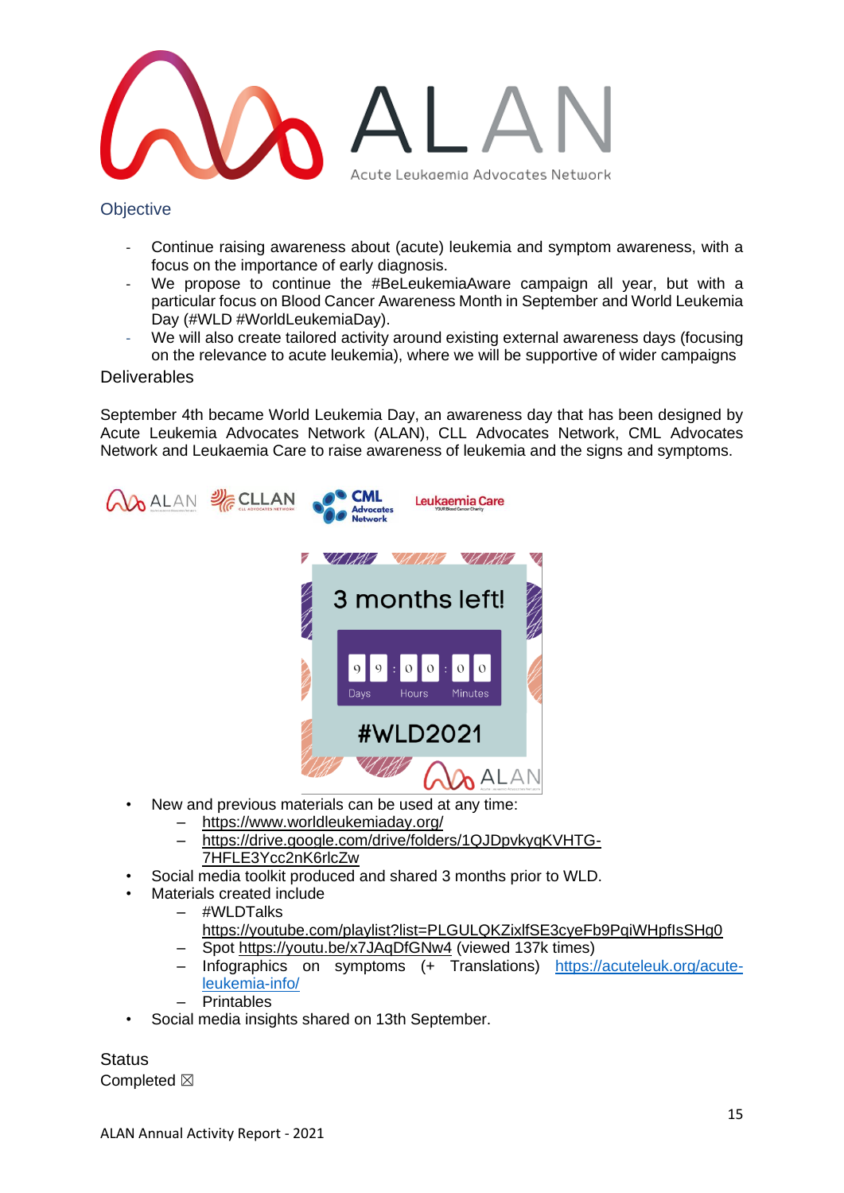## Objective

- Continue raising awareness about (acute) leukemia and symptom awareness, with a focus on the importance of early diagnosis.
- We propose to continue the #BeLeukemiaAware campaign all year, but with a particular focus on Blood Cancer Awareness Month in September and World Leukemia Day (#WLD #WorldLeukemiaDay).
- We will also create tailored activity around existing external awareness days (focusing on the relevance to acute leukemia), where we will be supportive of wider campaigns

## Deliverables

September 4th became World Leukemia Day, an awareness day that has been designed by Acute Leukemia Advocates Network (ALAN), CLL Advocates Network, CML Advocates Network and Leukaemia Care to raise awareness of leukemia and the signs and symptoms.

- New and previous materials can be used at any time:
  - https://www.worldleukemiaday.org/
  - https://drive.google.com/drive/folders/1QJDpvkyqKVHTG-7HFLE3Ycc2nK6rlcZw
- Social media toolkit produced and shared 3 months prior to WLD.
- Materials created include
  - #WLDTalks https://youtube.com/playlist?list=PLGULQKZixlfSE3cyeFb9PqiWHpflsSHg0
  - Spot https://youtu.be/x7JAqDfGNw4 (viewed 137k times)
  - Infographics on symptoms (+ Translations) https://acuteleuk.org/acute-leukemia-info/
  - Printables
- Social media insights shared on 13th September.

## Status

Completed ☒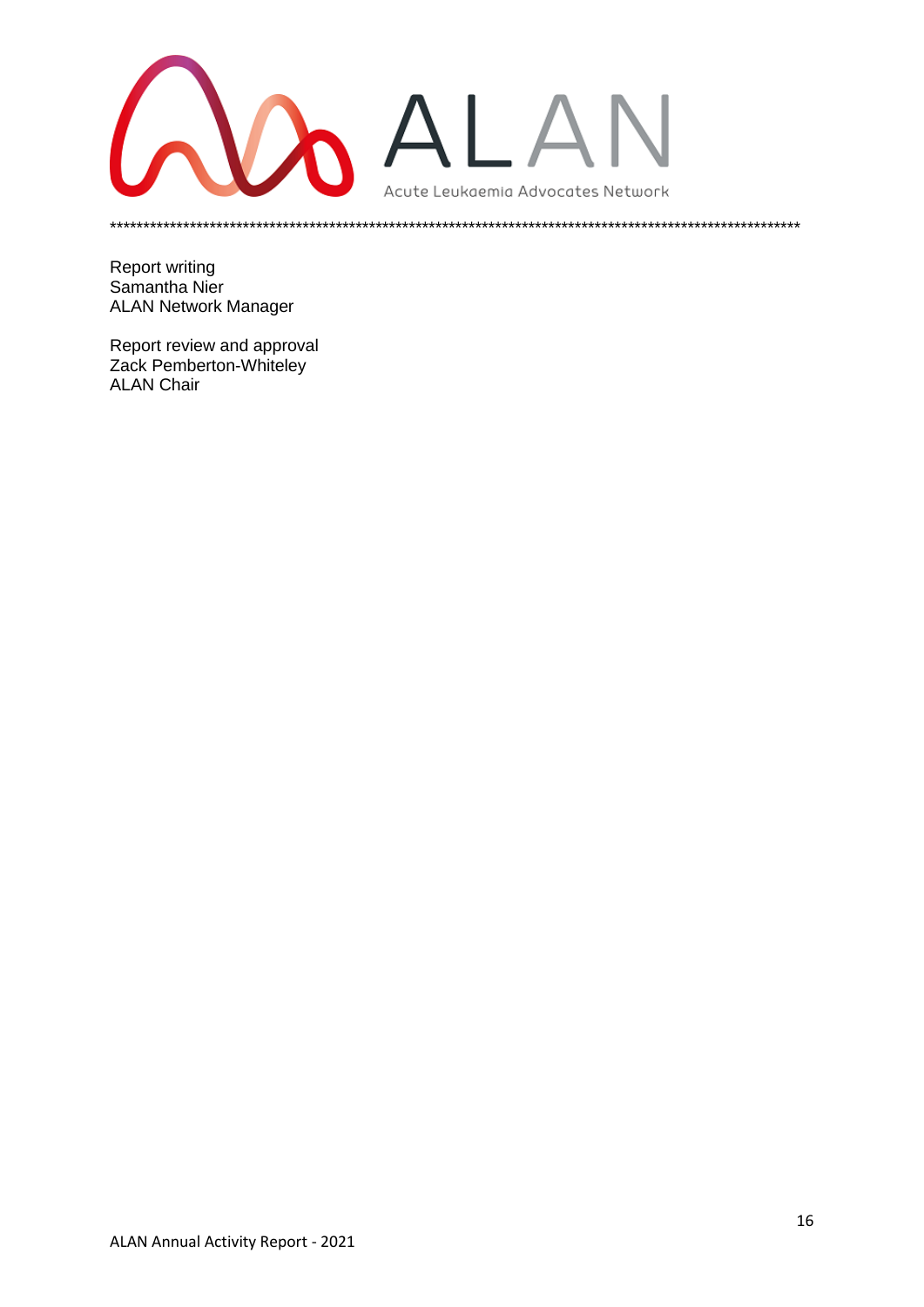ALAN

Acute Leukaemia Advocates Network

\*\*\*\*\*\*\*\*\*\*\*\*\*\*\*\*\*\*\*\*\*\*\*\*\*\*\*\*\*\*\*\*\*\*\*\*\*\*\*\*\*\*\*\*\*\*\*\*\*\*\*\*\*\*\*\*\*\*\*\*\*\*\*\*\*\*\*\*\*\*\*\*\*\*\*\*\*\*\*\*\*\*\*\*\*\*\*\*\*\*\*\*\*\*\*\*\*\*\*\*\*\*\*\*

Report writing
Samantha Nier
ALAN Network Manager

Report review and approval
Zack Pemberton-Whiteley
ALAN Chair